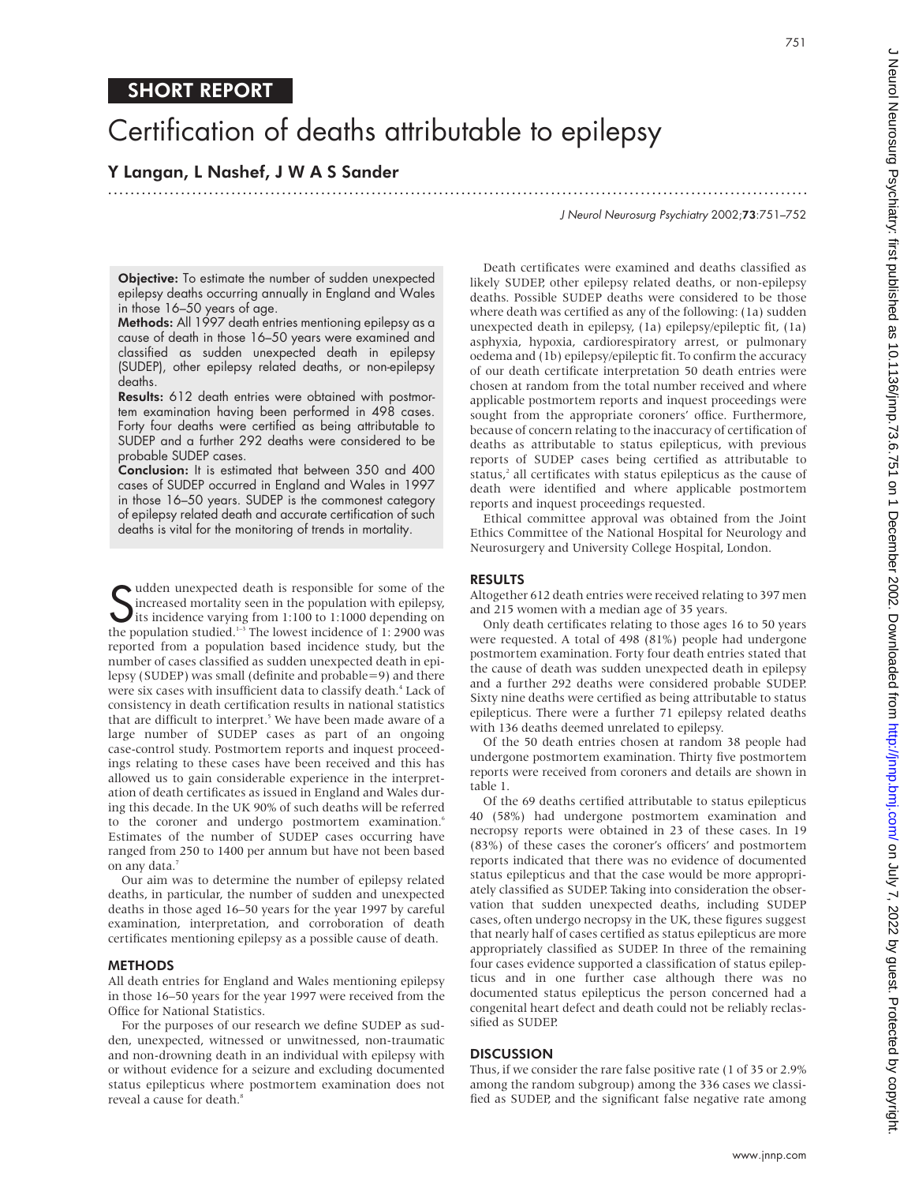SHORT REPORT

# Certification of deaths attributable to epilepsy

**Y Langan, L Nashef, J W A S Sander**

**Objective:** To estimate the number of sudden unexpected epilepsy deaths occurring annually in England and Wales in those 16–50 years of age.

**Methods:** All 1997 death entries mentioning epilepsy as a cause of death in those 16–50 years were examined and classified as sudden unexpected death in epilepsy (SUDEP), other epilepsy related deaths, or non-epilepsy deaths.

**Results:** 612 death entries were obtained with postmortem examination having been performed in 498 cases. Forty four deaths were certified as being attributable to SUDEP and a further 292 deaths were considered to be probable SUDEP cases.

**Conclusion:** It is estimated that between 350 and 400 cases of SUDEP occurred in England and Wales in 1997 in those 16–50 years. SUDEP is the commonest category of epilepsy related death and accurate certification of such deaths is vital for the monitoring of trends in mortality.

Sudden unexpected death is responsible for some of the increased mortality seen in the population with epilepsy, its incidence varying from 1:100 to 1:1000 depending on the population studied.[1–3] The lowest incidence of 1: 2900 was reported from a population based incidence study, but the number of cases classified as sudden unexpected death in epilepsy (SUDEP) was small (definite and probable=9) and there were six cases with insufficient data to classify death.[4] Lack of consistency in death certification results in national statistics that are difficult to interpret.[5] We have been made aware of a large number of SUDEP cases as part of an ongoing case-control study. Postmortem reports and inquest proceedings relating to these cases have been received and this has allowed us to gain considerable experience in the interpretation of death certificates as issued in England and Wales during this decade. In the UK 90% of such deaths will be referred to the coroner and undergo postmortem examination.[6] Estimates of the number of SUDEP cases occurring have ranged from 250 to 1400 per annum but have not been based on any data.[7]

Our aim was to determine the number of epilepsy related deaths, in particular, the number of sudden and unexpected deaths in those aged 16–50 years for the year 1997 by careful examination, interpretation, and corroboration of death certificates mentioning epilepsy as a possible cause of death.

## METHODS

All death entries for England and Wales mentioning epilepsy in those 16–50 years for the year 1997 were received from the Office for National Statistics.

For the purposes of our research we define SUDEP as sudden, unexpected, witnessed or unwitnessed, non-traumatic and non-drowning death in an individual with epilepsy with or without evidence for a seizure and excluding documented status epilepticus where postmortem examination does not reveal a cause for death.[8]

Death certificates were examined and deaths classified as likely SUDEP, other epilepsy related deaths, or non-epilepsy deaths. Possible SUDEP deaths were considered to be those where death was certified as any of the following: (1a) sudden unexpected death in epilepsy, (1a) epilepsy/epileptic fit, (1a) asphyxia, hypoxia, cardiorespiratory arrest, or pulmonary oedema and (1b) epilepsy/epileptic fit. To confirm the accuracy of our death certificate interpretation 50 death entries were chosen at random from the total number received and where applicable postmortem reports and inquest proceedings were sought from the appropriate coroners' office. Furthermore, because of concern relating to the inaccuracy of certification of deaths as attributable to status epilepticus, with previous reports of SUDEP cases being certified as attributable to status,[2] all certificates with status epilepticus as the cause of death were identified and where applicable postmortem reports and inquest proceedings requested.

Ethical committee approval was obtained from the Joint Ethics Committee of the National Hospital for Neurology and Neurosurgery and University College Hospital, London.

## RESULTS

Altogether 612 death entries were received relating to 397 men and 215 women with a median age of 35 years.

Only death certificates relating to those ages 16 to 50 years were requested. A total of 498 (81%) people had undergone postmortem examination. Forty four death entries stated that the cause of death was sudden unexpected death in epilepsy and a further 292 deaths were considered probable SUDEP. Sixty nine deaths were certified as being attributable to status epilepticus. There were a further 71 epilepsy related deaths with 136 deaths deemed unrelated to epilepsy.

Of the 50 death entries chosen at random 38 people had undergone postmortem examination. Thirty five postmortem reports were received from coroners and details are shown in table 1.

Of the 69 deaths certified attributable to status epilepticus 40 (58%) had undergone postmortem examination and necropsy reports were obtained in 23 of these cases. In 19 (83%) of these cases the coroner's officers' and postmortem reports indicated that there was no evidence of documented status epilepticus and that the case would be more appropriately classified as SUDEP. Taking into consideration the observation that sudden unexpected deaths, including SUDEP cases, often undergo necropsy in the UK, these figures suggest that nearly half of cases certified as status epilepticus are more appropriately classified as SUDEP. In three of the remaining four cases evidence supported a classification of status epilepticus and in one further case although there was no documented status epilepticus the person concerned had a congenital heart defect and death could not be reliably reclassified as SUDEP.

## DISCUSSION

Thus, if we consider the rare false positive rate (1 of 35 or 2.9% among the random subgroup) among the 336 cases we classified as SUDEP, and the significant false negative rate among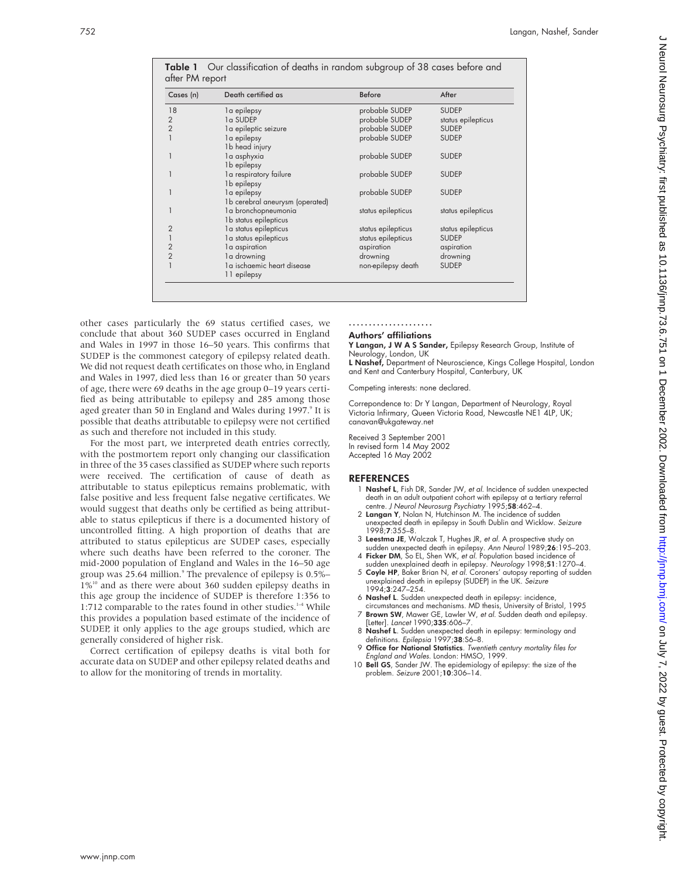**Table 1** Our classification of deaths in random subgroup of 38 cases before and after PM report

| Cases (n) | Death certified as | Before | After |
|---|---|---|---|
| 18 | 1a epilepsy | probable SUDEP | SUDEP |
| 2 | 1a SUDEP | probable SUDEP | status epilepticus |
| 2 | 1a epileptic seizure | probable SUDEP | SUDEP |
| 1 | 1a epilepsy<br>1b head injury | probable SUDEP | SUDEP |
| 1 | 1a asphyxia<br>1b epilepsy | probable SUDEP | SUDEP |
| 1 | 1a respiratory failure<br>1b epilepsy | probable SUDEP | SUDEP |
| 1 | 1a epilepsy<br>1b cerebral aneurysm (operated) | probable SUDEP | SUDEP |
| 1 | 1a bronchopneumonia<br>1b status epilepticus | status epilepticus | status epilepticus |
| 2 | 1a status epilepticus | status epilepticus | status epilepticus |
| 1 | 1a status epilepticus | status epilepticus | SUDEP |
| 2 | 1a aspiration | aspiration | aspiration |
| 2 | 1a drowning | drowning | drowning |
| 1 | 1a ischaemic heart disease<br>11 epilepsy | non-epilepsy death | SUDEP |

other cases particularly the 69 status certified cases, we conclude that about 360 SUDEP cases occurred in England and Wales in 1997 in those 16–50 years. This confirms that SUDEP is the commonest category of epilepsy related death. We did not request death certificates on those who, in England and Wales in 1997, died less than 16 or greater than 50 years of age, there were 69 deaths in the age group 0–19 years certified as being attributable to epilepsy and 285 among those aged greater than 50 in England and Wales during 1997.[9] It is possible that deaths attributable to epilepsy were not certified as such and therefore not included in this study.

For the most part, we interpreted death entries correctly, with the postmortem report only changing our classification in three of the 35 cases classified as SUDEP where such reports were received. The certification of cause of death as attributable to status epilepticus remains problematic, with false positive and less frequent false negative certificates. We would suggest that deaths only be certified as being attributable to status epilepticus if there is a documented history of uncontrolled fitting. A high proportion of deaths that are attributed to status epilepticus are SUDEP cases, especially where such deaths have been referred to the coroner. The mid-2000 population of England and Wales in the 16–50 age group was 25.64 million.[9] The prevalence of epilepsy is 0.5%–1%[10] and as there were about 360 sudden epilepsy deaths in this age group the incidence of SUDEP is therefore 1:356 to 1:712 comparable to the rates found in other studies.[1–4] While this provides a population based estimate of the incidence of SUDEP, it only applies to the age groups studied, which are generally considered of higher risk.

Correct certification of epilepsy deaths is vital both for accurate data on SUDEP and other epilepsy related deaths and to allow for the monitoring of trends in mortality.

## Authors' affiliations

**Y Langan, J W A S Sander,** Epilepsy Research Group, Institute of Neurology, London, UK
**L Nashef,** Department of Neuroscience, Kings College Hospital, London and Kent and Canterbury Hospital, Canterbury, UK

Competing interests: none declared.

Correpondence to: Dr Y Langan, Department of Neurology, Royal Victoria Infirmary, Queen Victoria Road, Newcastle NE1 4LP, UK; canavan@ukgateway.net

Received 3 September 2001
In revised form 14 May 2002
Accepted 16 May 2002

## REFERENCES

1. **Nashef L**, Fish DR, Sander JW, *et al.* Incidence of sudden unexpected death in an adult outpatient cohort with epilepsy at a tertiary referral centre. *J Neurol Neurosurg Psychiatry* 1995;**58**:462–4.
2. **Langan Y**, Nolan N, Hutchinson M. The incidence of sudden unexpected death in epilepsy in South Dublin and Wicklow. *Seizure* 1998;**7**:355–8.
3. **Leestma JE**, Walczak T, Hughes JR, *et al.* A prospective study on sudden unexpected death in epilepsy. *Ann Neurol* 1989;**26**:195–203.
4. **Ficker DM**, So EL, Shen WK, *et al.* Population based incidence of sudden unexplained death in epilepsy. *Neurology* 1998;**51**:1270–4.
5. **Coyle HP**, Baker Brian N, *et al.* Coroners' autopsy reporting of sudden unexplained death in epilepsy (SUDEP) in the UK. *Seizure* 1994;**3**:247–254.
6. **Nashef L**. Sudden unexpected death in epilepsy: incidence, circumstances and mechanisms. MD thesis, University of Bristol, 1995
7. **Brown SW**, Mawer GE, Lawler W, *et al.* Sudden death and epilepsy. [Letter]. *Lancet* 1990;**335**:606–7.
8. **Nashef L**. Sudden unexpected death in epilepsy: terminology and definitions. *Epilepsia* 1997;**38**:S6–8.
9. **Office for National Statistics**. *Twentieth century mortality files for England and Wales.* London: HMSO, 1999.
10. **Bell GS**, Sander JW. The epidemiology of epilepsy: the size of the problem. *Seizure* 2001;**10**:306–14.